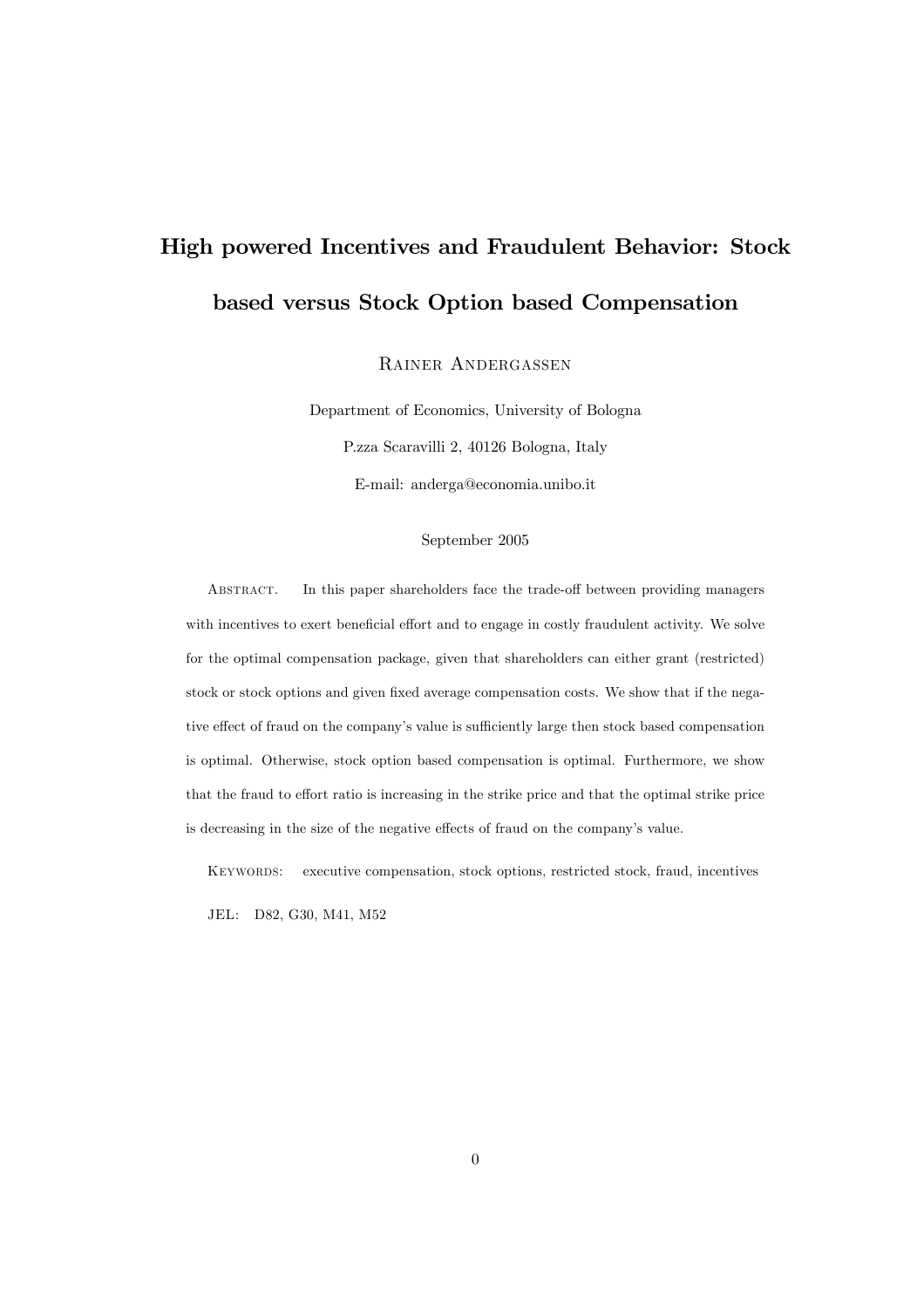# High powered Incentives and Fraudulent Behavior: Stock based versus Stock Option based Compensation

Rainer Andergassen

Department of Economics, University of Bologna

P.zza Scaravilli 2, 40126 Bologna, Italy

E-mail: anderga@economia.unibo.it

September 2005

Abstract. In this paper shareholders face the trade-off between providing managers with incentives to exert beneficial effort and to engage in costly fraudulent activity. We solve for the optimal compensation package, given that shareholders can either grant (restricted) stock or stock options and given fixed average compensation costs. We show that if the negative effect of fraud on the company's value is sufficiently large then stock based compensation is optimal. Otherwise, stock option based compensation is optimal. Furthermore, we show that the fraud to effort ratio is increasing in the strike price and that the optimal strike price is decreasing in the size of the negative effects of fraud on the company's value.

Keywords: executive compensation, stock options, restricted stock, fraud, incentives

JEL: D82, G30, M41, M52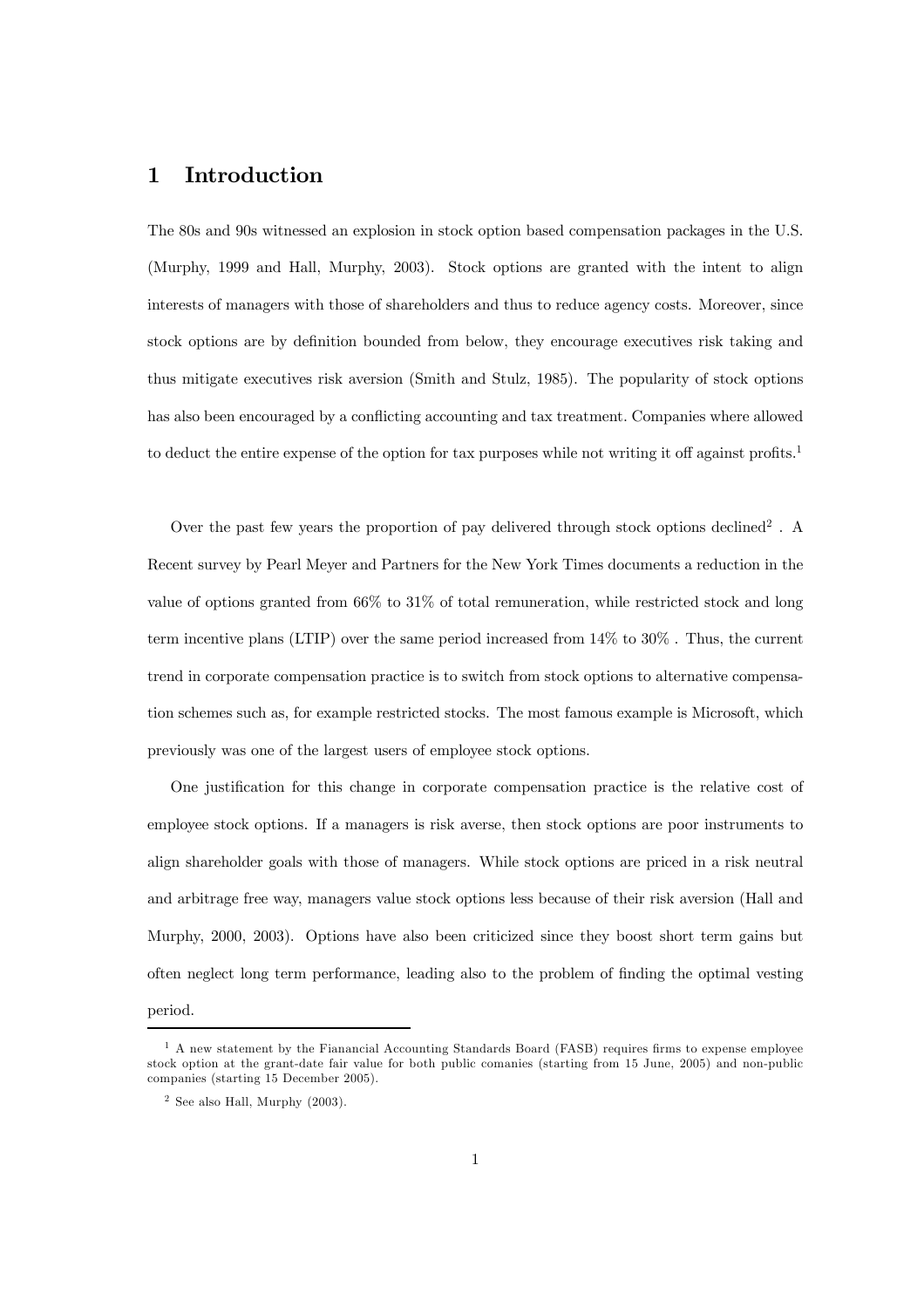# 1 Introduction

The 80s and 90s witnessed an explosion in stock option based compensation packages in the U.S. (Murphy, 1999 and Hall, Murphy, 2003). Stock options are granted with the intent to align interests of managers with those of shareholders and thus to reduce agency costs. Moreover, since stock options are by definition bounded from below, they encourage executives risk taking and thus mitigate executives risk aversion (Smith and Stulz, 1985). The popularity of stock options has also been encouraged by a conflicting accounting and tax treatment. Companies where allowed to deduct the entire expense of the option for tax purposes while not writing it off against profits.[1]

Over the past few years the proportion of pay delivered through stock options declined[2] . A Recent survey by Pearl Meyer and Partners for the New York Times documents a reduction in the value of options granted from 66% to 31% of total remuneration, while restricted stock and long term incentive plans (LTIP) over the same period increased from 14% to 30% . Thus, the current trend in corporate compensation practice is to switch from stock options to alternative compensation schemes such as, for example restricted stocks. The most famous example is Microsoft, which previously was one of the largest users of employee stock options.

One justification for this change in corporate compensation practice is the relative cost of employee stock options. If a managers is risk averse, then stock options are poor instruments to align shareholder goals with those of managers. While stock options are priced in a risk neutral and arbitrage free way, managers value stock options less because of their risk aversion (Hall and Murphy, 2000, 2003). Options have also been criticized since they boost short term gains but often neglect long term performance, leading also to the problem of finding the optimal vesting period.

[1] A new statement by the Fianancial Accounting Standards Board (FASB) requires firms to expense employee stock option at the grant-date fair value for both public comanies (starting from 15 June, 2005) and non-public companies (starting 15 December 2005).

[2] See also Hall, Murphy (2003).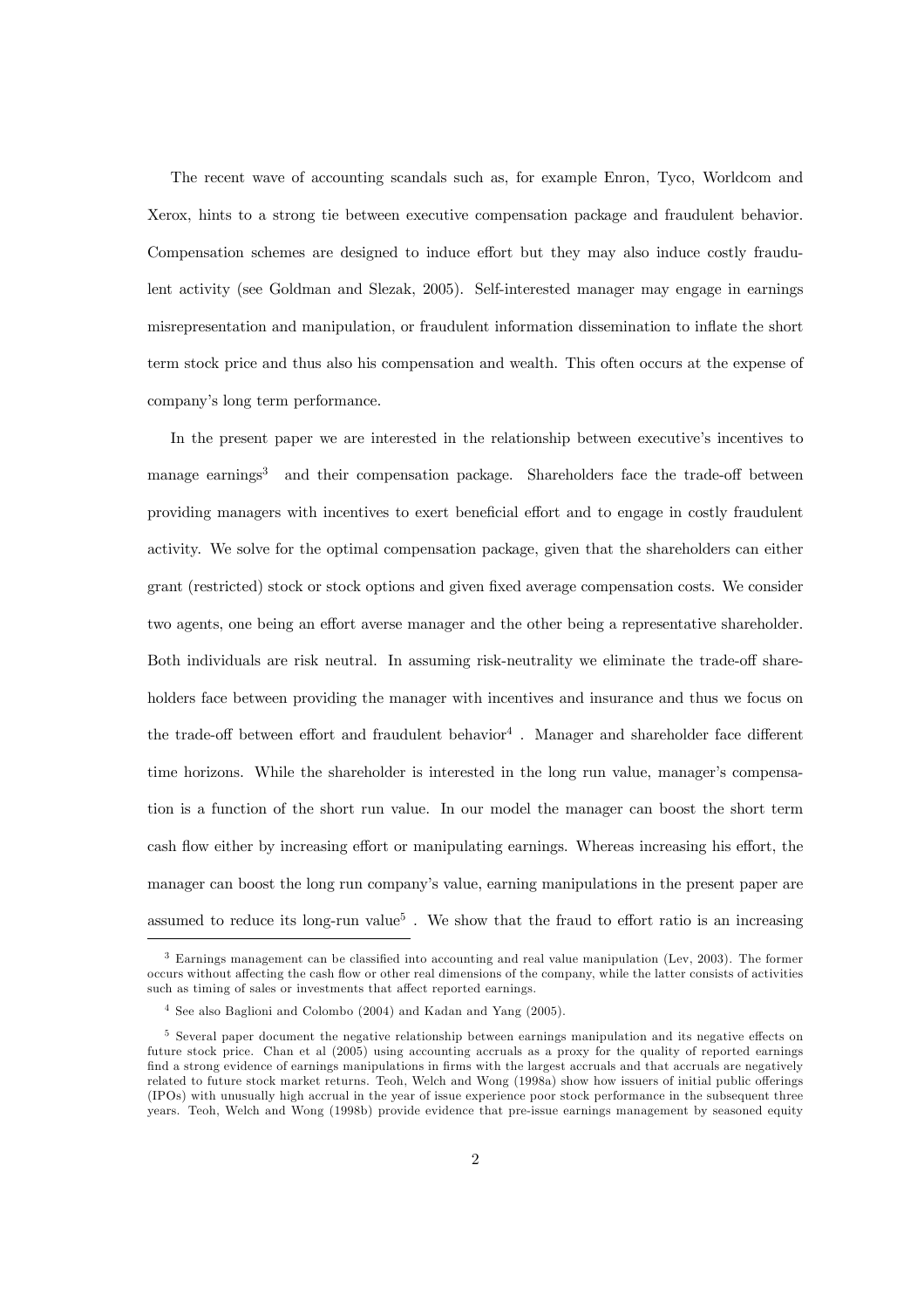The recent wave of accounting scandals such as, for example Enron, Tyco, Worldcom and Xerox, hints to a strong tie between executive compensation package and fraudulent behavior. Compensation schemes are designed to induce effort but they may also induce costly fraudulent activity (see Goldman and Slezak, 2005). Self-interested manager may engage in earnings misrepresentation and manipulation, or fraudulent information dissemination to inflate the short term stock price and thus also his compensation and wealth. This often occurs at the expense of company's long term performance.

In the present paper we are interested in the relationship between executive's incentives to manage earnings[3] and their compensation package. Shareholders face the trade-off between providing managers with incentives to exert beneficial effort and to engage in costly fraudulent activity. We solve for the optimal compensation package, given that the shareholders can either grant (restricted) stock or stock options and given fixed average compensation costs. We consider two agents, one being an effort averse manager and the other being a representative shareholder. Both individuals are risk neutral. In assuming risk-neutrality we eliminate the trade-off shareholders face between providing the manager with incentives and insurance and thus we focus on the trade-off between effort and fraudulent behavior[4] . Manager and shareholder face different time horizons. While the shareholder is interested in the long run value, manager's compensation is a function of the short run value. In our model the manager can boost the short term cash flow either by increasing effort or manipulating earnings. Whereas increasing his effort, the manager can boost the long run company's value, earning manipulations in the present paper are assumed to reduce its long-run value[5] . We show that the fraud to effort ratio is an increasing

---

[3] Earnings management can be classified into accounting and real value manipulation (Lev, 2003). The former occurs without affecting the cash flow or other real dimensions of the company, while the latter consists of activities such as timing of sales or investments that affect reported earnings.

[4] See also Baglioni and Colombo (2004) and Kadan and Yang (2005).

[5] Several paper document the negative relationship between earnings manipulation and its negative effects on future stock price. Chan et al (2005) using accounting accruals as a proxy for the quality of reported earnings find a strong evidence of earnings manipulations in firms with the largest accruals and that accruals are negatively related to future stock market returns. Teoh, Welch and Wong (1998a) show how issuers of initial public offerings (IPOs) with unusually high accrual in the year of issue experience poor stock performance in the subsequent three years. Teoh, Welch and Wong (1998b) provide evidence that pre-issue earnings management by seasoned equity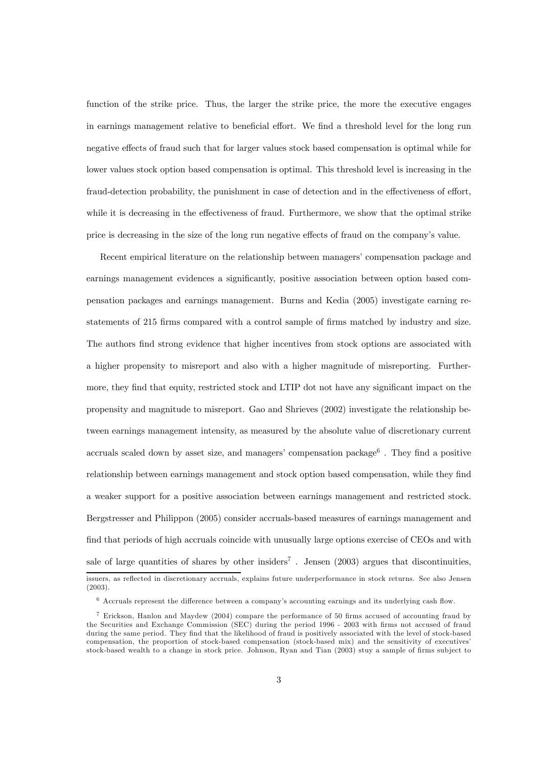function of the strike price. Thus, the larger the strike price, the more the executive engages in earnings management relative to beneficial effort. We find a threshold level for the long run negative effects of fraud such that for larger values stock based compensation is optimal while for lower values stock option based compensation is optimal. This threshold level is increasing in the fraud-detection probability, the punishment in case of detection and in the effectiveness of effort, while it is decreasing in the effectiveness of fraud. Furthermore, we show that the optimal strike price is decreasing in the size of the long run negative effects of fraud on the company's value.

Recent empirical literature on the relationship between managers' compensation package and earnings management evidences a significantly, positive association between option based compensation packages and earnings management. Burns and Kedia (2005) investigate earning restatements of 215 firms compared with a control sample of firms matched by industry and size. The authors find strong evidence that higher incentives from stock options are associated with a higher propensity to misreport and also with a higher magnitude of misreporting. Furthermore, they find that equity, restricted stock and LTIP dot not have any significant impact on the propensity and magnitude to misreport. Gao and Shrieves (2002) investigate the relationship between earnings management intensity, as measured by the absolute value of discretionary current accruals scaled down by asset size, and managers' compensation package[6]. They find a positive relationship between earnings management and stock option based compensation, while they find a weaker support for a positive association between earnings management and restricted stock. Bergstresser and Philippon (2005) consider accruals-based measures of earnings management and find that periods of high accruals coincide with unusually large options exercise of CEOs and with sale of large quantities of shares by other insiders[7]. Jensen (2003) argues that discontinuities,

---

issuers, as reflected in discretionary accruals, explains future underperformance in stock returns. See also Jensen (2003).

[6] Accruals represent the difference between a company's accounting earnings and its underlying cash flow.

[7] Erickson, Hanlon and Maydew (2004) compare the performance of 50 firms accused of accounting fraud by the Securities and Exchange Commission (SEC) during the period 1996 - 2003 with firms not accused of fraud during the same period. They find that the likelihood of fraud is positively associated with the level of stock-based compensation, the proportion of stock-based compensation (stock-based mix) and the sensitivity of executives' stock-based wealth to a change in stock price. Johnson, Ryan and Tian (2003) stuy a sample of firms subject to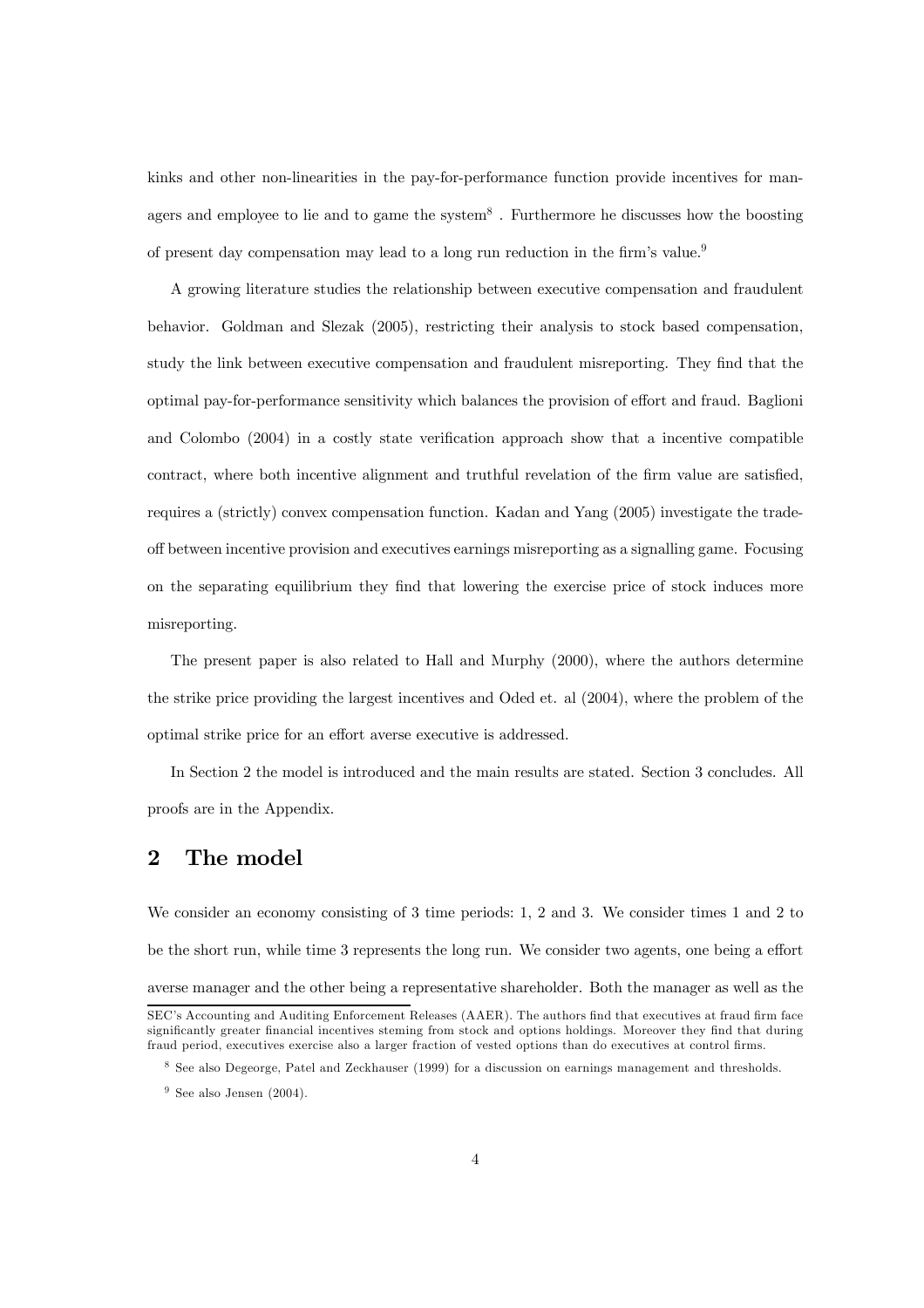kinks and other non-linearities in the pay-for-performance function provide incentives for managers and employee to lie and to game the system[8] . Furthermore he discusses how the boosting of present day compensation may lead to a long run reduction in the firm's value.[9]

A growing literature studies the relationship between executive compensation and fraudulent behavior. Goldman and Slezak (2005), restricting their analysis to stock based compensation, study the link between executive compensation and fraudulent misreporting. They find that the optimal pay-for-performance sensitivity which balances the provision of effort and fraud. Baglioni and Colombo (2004) in a costly state verification approach show that a incentive compatible contract, where both incentive alignment and truthful revelation of the firm value are satisfied, requires a (strictly) convex compensation function. Kadan and Yang (2005) investigate the trade-off between incentive provision and executives earnings misreporting as a signalling game. Focusing on the separating equilibrium they find that lowering the exercise price of stock induces more misreporting.

The present paper is also related to Hall and Murphy (2000), where the authors determine the strike price providing the largest incentives and Oded et. al (2004), where the problem of the optimal strike price for an effort averse executive is addressed.

In Section 2 the model is introduced and the main results are stated. Section 3 concludes. All proofs are in the Appendix.

## 2 The model

We consider an economy consisting of 3 time periods: 1, 2 and 3. We consider times 1 and 2 to be the short run, while time 3 represents the long run. We consider two agents, one being a effort averse manager and the other being a representative shareholder. Both the manager as well as the

SEC's Accounting and Auditing Enforcement Releases (AAER). The authors find that executives at fraud firm face significantly greater financial incentives steming from stock and options holdings. Moreover they find that during fraud period, executives exercise also a larger fraction of vested options than do executives at control firms.

[8] See also Degeorge, Patel and Zeckhauser (1999) for a discussion on earnings management and thresholds.

[9] See also Jensen (2004).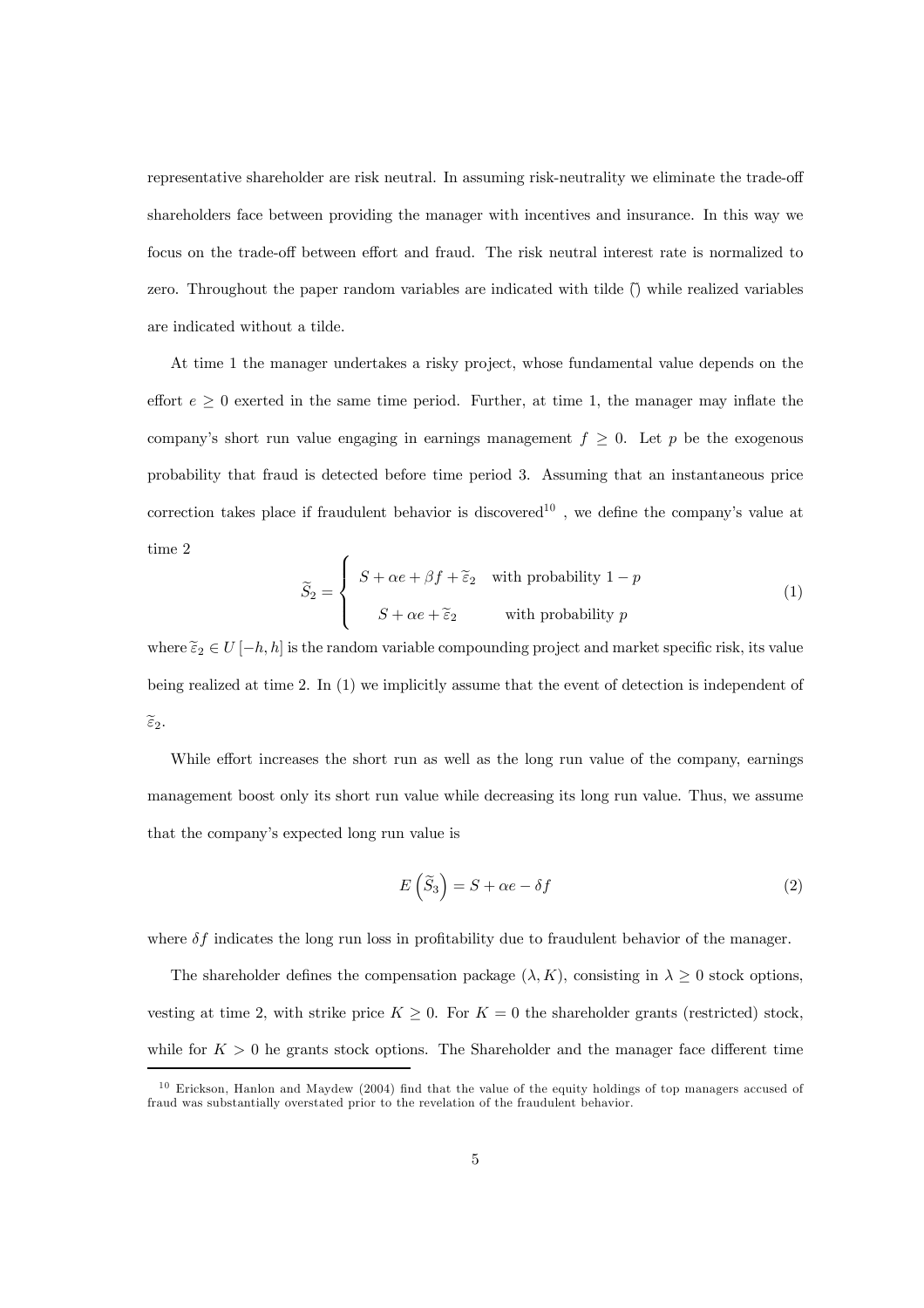representative shareholder are risk neutral. In assuming risk-neutrality we eliminate the trade-off shareholders face between providing the manager with incentives and insurance. In this way we focus on the trade-off between effort and fraud. The risk neutral interest rate is normalized to zero. Throughout the paper random variables are indicated with tilde ($\widetilde{\ }$) while realized variables are indicated without a tilde.

At time 1 the manager undertakes a risky project, whose fundamental value depends on the effort $e \geq 0$ exerted in the same time period. Further, at time 1, the manager may inflate the company's short run value engaging in earnings management $f \geq 0$. Let $p$ be the exogenous probability that fraud is detected before time period 3. Assuming that an instantaneous price correction takes place if fraudulent behavior is discovered[10], we define the company's value at time 2

$$\widetilde{S}_2 = \begin{cases} S + \alpha e + \beta f + \widetilde{\varepsilon}_2 & \text{with probability } 1-p \\ S + \alpha e + \widetilde{\varepsilon}_2 & \text{with probability } p \end{cases} \tag{1}$$

where $\widetilde{\varepsilon}_2 \in U[-h, h]$ is the random variable compounding project and market specific risk, its value being realized at time 2. In (1) we implicitly assume that the event of detection is independent of $\widetilde{\varepsilon}_2$.

While effort increases the short run as well as the long run value of the company, earnings management boost only its short run value while decreasing its long run value. Thus, we assume that the company's expected long run value is

$$E\left(\widetilde{S}_3\right) = S + \alpha e - \delta f \tag{2}$$

where $\delta f$ indicates the long run loss in profitability due to fraudulent behavior of the manager.

The shareholder defines the compensation package $(\lambda, K)$, consisting in $\lambda \geq 0$ stock options, vesting at time 2, with strike price $K \geq 0$. For $K = 0$ the shareholder grants (restricted) stock, while for $K > 0$ he grants stock options. The Shareholder and the manager face different time

[10] Erickson, Hanlon and Maydew (2004) find that the value of the equity holdings of top managers accused of fraud was substantially overstated prior to the revelation of the fraudulent behavior.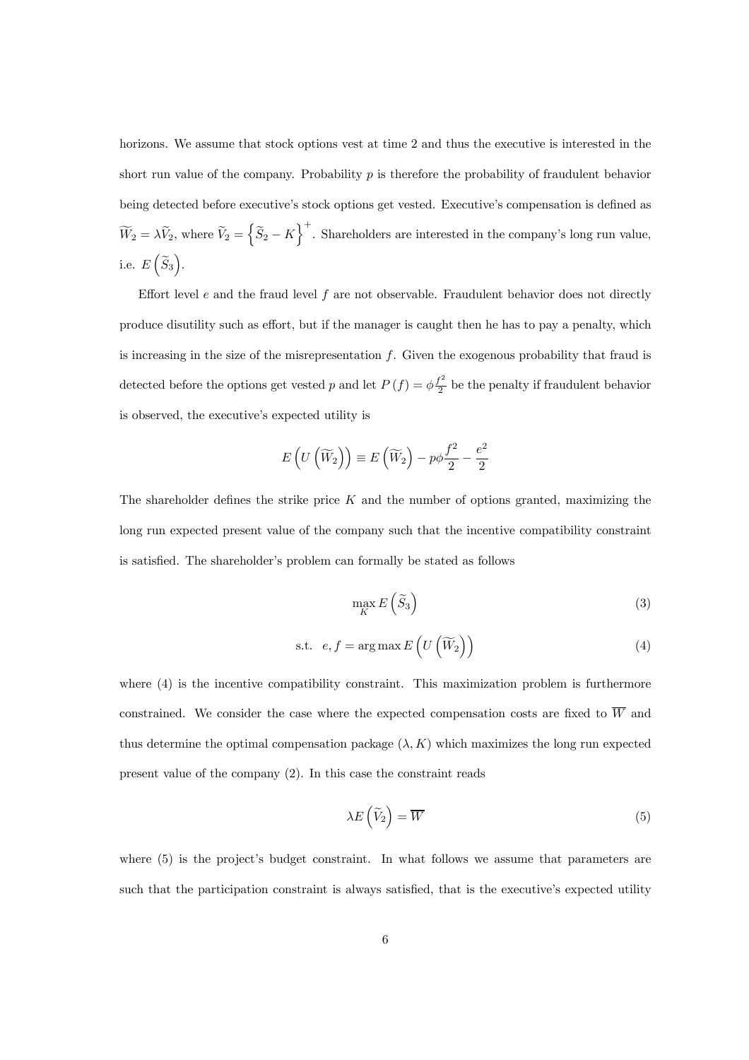horizons. We assume that stock options vest at time 2 and thus the executive is interested in the short run value of the company. Probability $p$ is therefore the probability of fraudulent behavior being detected before executive's stock options get vested. Executive's compensation is defined as $\widetilde{W}_2 = \lambda \widetilde{V}_2$, where $\widetilde{V}_2 = \left\{ \widetilde{S}_2 - K \right\}^+$. Shareholders are interested in the company's long run value, i.e. $E\left(\widetilde{S}_3\right)$.

Effort level $e$ and the fraud level $f$ are not observable. Fraudulent behavior does not directly produce disutility such as effort, but if the manager is caught then he has to pay a penalty, which is increasing in the size of the misrepresentation $f$. Given the exogenous probability that fraud is detected before the options get vested $p$ and let $P(f) = \phi \frac{f^2}{2}$ be the penalty if fraudulent behavior is observed, the executive's expected utility is

$$E\left(U\left(\widetilde{W}_2\right)\right) \equiv E\left(\widetilde{W}_2\right) - p\phi\frac{f^2}{2} - \frac{e^2}{2}$$

The shareholder defines the strike price $K$ and the number of options granted, maximizing the long run expected present value of the company such that the incentive compatibility constraint is satisfied. The shareholder's problem can formally be stated as follows

$$\max_K E\left(\widetilde{S}_3\right) \tag{3}$$

$$\text{s.t.} \quad e, f = \arg\max E\left(U\left(\widetilde{W}_2\right)\right) \tag{4}$$

where (4) is the incentive compatibility constraint. This maximization problem is furthermore constrained. We consider the case where the expected compensation costs are fixed to $\overline{W}$ and thus determine the optimal compensation package $(\lambda, K)$ which maximizes the long run expected present value of the company (2). In this case the constraint reads

$$\lambda E\left(\widetilde{V}_2\right) = \overline{W} \tag{5}$$

where (5) is the project's budget constraint. In what follows we assume that parameters are such that the participation constraint is always satisfied, that is the executive's expected utility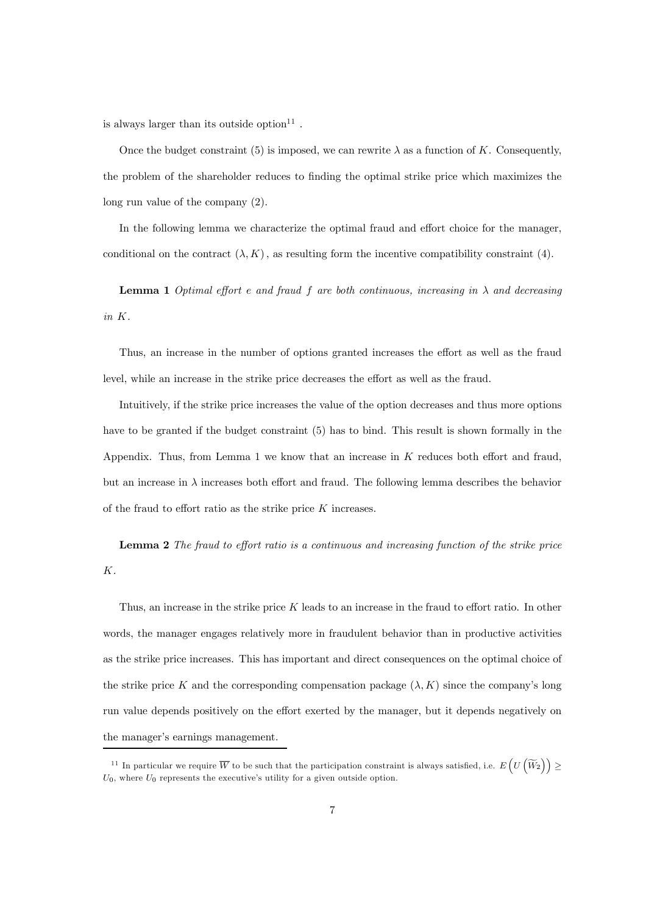is always larger than its outside option[11] .

Once the budget constraint (5) is imposed, we can rewrite $\lambda$ as a function of $K$. Consequently, the problem of the shareholder reduces to finding the optimal strike price which maximizes the long run value of the company (2).

In the following lemma we characterize the optimal fraud and effort choice for the manager, conditional on the contract $(\lambda, K)$, as resulting form the incentive compatibility constraint (4).

**Lemma 1** *Optimal effort $e$ and fraud $f$ are both continuous, increasing in $\lambda$ and decreasing in $K$.*

Thus, an increase in the number of options granted increases the effort as well as the fraud level, while an increase in the strike price decreases the effort as well as the fraud.

Intuitively, if the strike price increases the value of the option decreases and thus more options have to be granted if the budget constraint (5) has to bind. This result is shown formally in the Appendix. Thus, from Lemma 1 we know that an increase in $K$ reduces both effort and fraud, but an increase in $\lambda$ increases both effort and fraud. The following lemma describes the behavior of the fraud to effort ratio as the strike price $K$ increases.

**Lemma 2** *The fraud to effort ratio is a continuous and increasing function of the strike price $K$.*

Thus, an increase in the strike price $K$ leads to an increase in the fraud to effort ratio. In other words, the manager engages relatively more in fraudulent behavior than in productive activities as the strike price increases. This has important and direct consequences on the optimal choice of the strike price $K$ and the corresponding compensation package $(\lambda, K)$ since the company's long run value depends positively on the effort exerted by the manager, but it depends negatively on the manager's earnings management.

[11] In particular we require $\overline{W}$ to be such that the participation constraint is always satisfied, i.e. $E\left(U\left(\widetilde{W}_2\right)\right) \geq U_0$, where $U_0$ represents the executive's utility for a given outside option.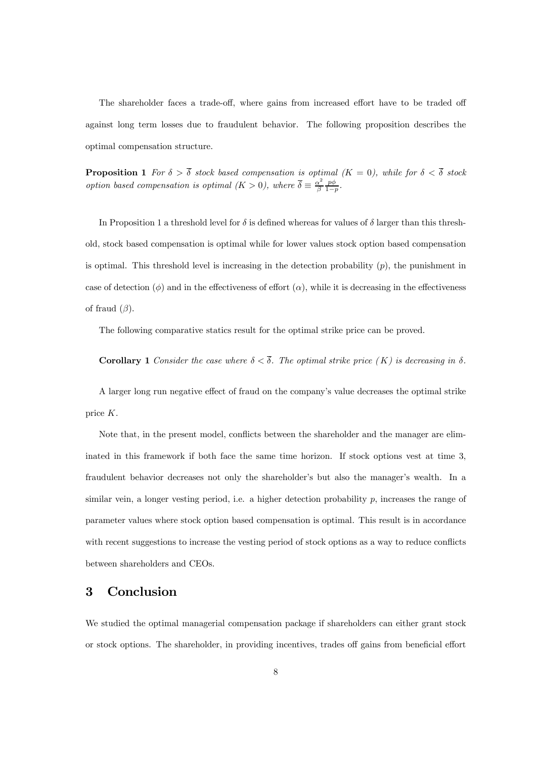The shareholder faces a trade-off, where gains from increased effort have to be traded off against long term losses due to fraudulent behavior. The following proposition describes the optimal compensation structure.

**Proposition 1** *For $\delta > \overline{\delta}$ stock based compensation is optimal ($K = 0$), while for $\delta < \overline{\delta}$ stock option based compensation is optimal ($K > 0$), where $\overline{\delta} \equiv \frac{\alpha^2}{\beta} \frac{p\phi}{1-p}$.*

In Proposition 1 a threshold level for $\delta$ is defined whereas for values of $\delta$ larger than this threshold, stock based compensation is optimal while for lower values stock option based compensation is optimal. This threshold level is increasing in the detection probability ($p$), the punishment in case of detection ($\phi$) and in the effectiveness of effort ($\alpha$), while it is decreasing in the effectiveness of fraud ($\beta$).

The following comparative statics result for the optimal strike price can be proved.

**Corollary 1** *Consider the case where $\delta < \overline{\delta}$. The optimal strike price ($K$) is decreasing in $\delta$.*

A larger long run negative effect of fraud on the company's value decreases the optimal strike price $K$.

Note that, in the present model, conflicts between the shareholder and the manager are eliminated in this framework if both face the same time horizon. If stock options vest at time 3, fraudulent behavior decreases not only the shareholder's but also the manager's wealth. In a similar vein, a longer vesting period, i.e. a higher detection probability $p$, increases the range of parameter values where stock option based compensation is optimal. This result is in accordance with recent suggestions to increase the vesting period of stock options as a way to reduce conflicts between shareholders and CEOs.

## 3 Conclusion

We studied the optimal managerial compensation package if shareholders can either grant stock or stock options. The shareholder, in providing incentives, trades off gains from beneficial effort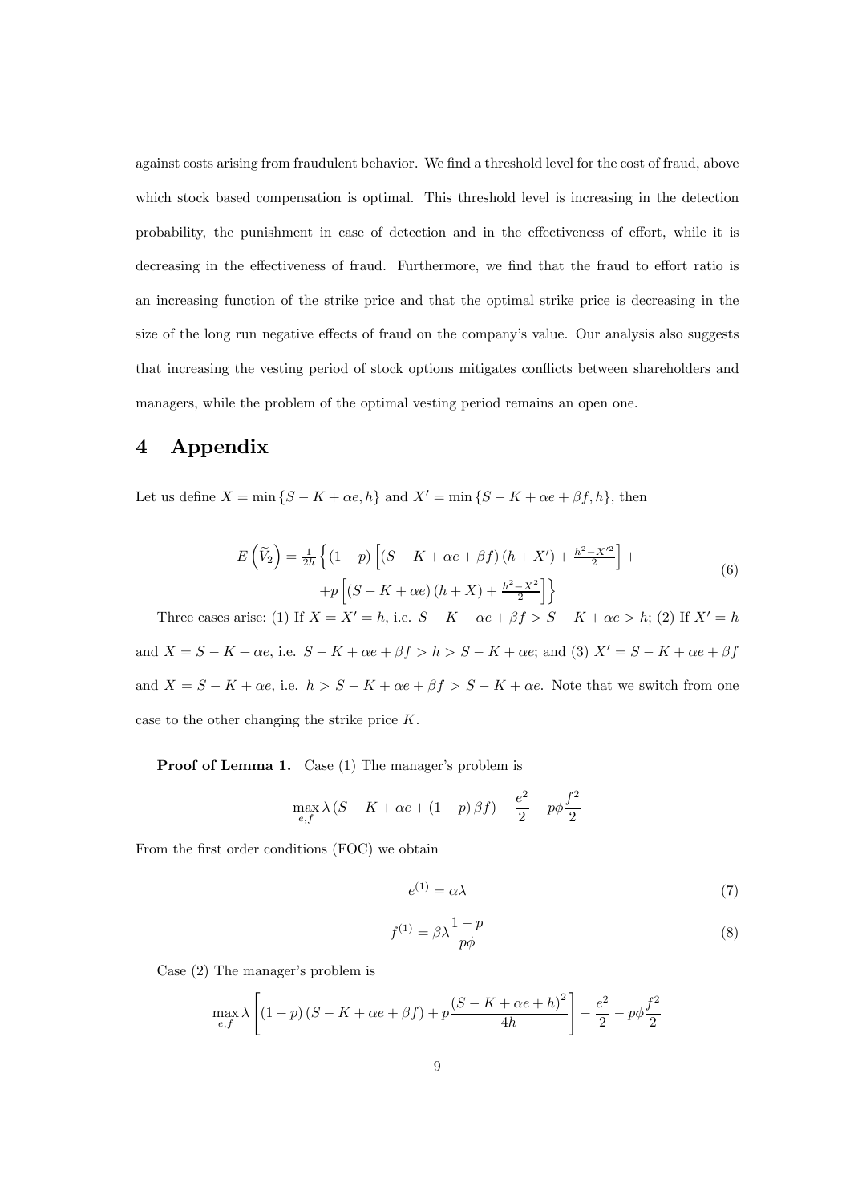against costs arising from fraudulent behavior. We find a threshold level for the cost of fraud, above which stock based compensation is optimal. This threshold level is increasing in the detection probability, the punishment in case of detection and in the effectiveness of effort, while it is decreasing in the effectiveness of fraud. Furthermore, we find that the fraud to effort ratio is an increasing function of the strike price and that the optimal strike price is decreasing in the size of the long run negative effects of fraud on the company's value. Our analysis also suggests that increasing the vesting period of stock options mitigates conflicts between shareholders and managers, while the problem of the optimal vesting period remains an open one.

# 4 Appendix

Let us define $X = \min\{S - K + \alpha e, h\}$ and $X' = \min\{S - K + \alpha e + \beta f, h\}$, then

$$
\begin{aligned}
E\left(\widetilde{V}_2\right) = \tfrac{1}{2h}\Big\{ &(1-p)\left[(S - K + \alpha e + \beta f)(h + X') + \tfrac{h^2 - X'^2}{2}\right] + \\
&+ p\left[(S - K + \alpha e)(h + X) + \tfrac{h^2 - X^2}{2}\right]\Big\}
\end{aligned} \tag{6}
$$

Three cases arise: (1) If $X = X' = h$, i.e. $S - K + \alpha e + \beta f > S - K + \alpha e > h$; (2) If $X' = h$ and $X = S - K + \alpha e$, i.e. $S - K + \alpha e + \beta f > h > S - K + \alpha e$; and (3) $X' = S - K + \alpha e + \beta f$ and $X = S - K + \alpha e$, i.e. $h > S - K + \alpha e + \beta f > S - K + \alpha e$. Note that we switch from one case to the other changing the strike price $K$.

**Proof of Lemma 1.** Case (1) The manager's problem is

$$\max_{e,f} \lambda\left(S - K + \alpha e + (1-p)\beta f\right) - \frac{e^2}{2} - p\phi\frac{f^2}{2}$$

From the first order conditions (FOC) we obtain

$$e^{(1)} = \alpha\lambda \tag{7}$$

$$f^{(1)} = \beta\lambda\frac{1-p}{p\phi} \tag{8}$$

Case (2) The manager's problem is

$$\max_{e,f} \lambda\left[(1-p)(S - K + \alpha e + \beta f) + p\frac{(S - K + \alpha e + h)^2}{4h}\right] - \frac{e^2}{2} - p\phi\frac{f^2}{2}$$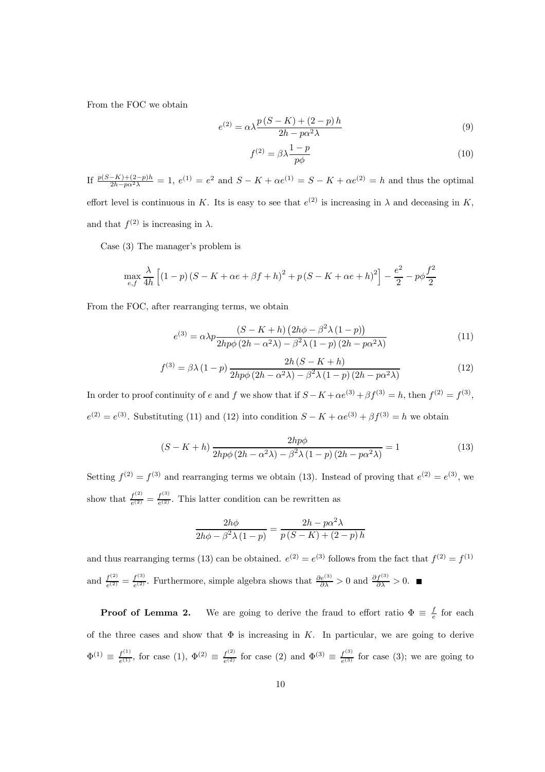From the FOC we obtain

$$e^{(2)} = \alpha\lambda \frac{p(S-K) + (2-p)h}{2h - p\alpha^2\lambda} \tag{9}$$

$$f^{(2)} = \beta\lambda \frac{1-p}{p\phi} \tag{10}$$

If $\frac{p(S-K)+(2-p)h}{2h-p\alpha^2\lambda} = 1$, $e^{(1)} = e^2$ and $S - K + \alpha e^{(1)} = S - K + \alpha e^{(2)} = h$ and thus the optimal effort level is continuous in $K$. Its is easy to see that $e^{(2)}$ is increasing in $\lambda$ and deceasing in $K$, and that $f^{(2)}$ is increasing in $\lambda$.

Case (3) The manager's problem is

$$\max_{e,f} \frac{\lambda}{4h}\left[(1-p)(S-K+\alpha e+\beta f+h)^2 + p(S-K+\alpha e+h)^2\right] - \frac{e^2}{2} - p\phi\frac{f^2}{2}$$

From the FOC, after rearranging terms, we obtain

$$e^{(3)} = \alpha\lambda p \frac{(S-K+h)\left(2h\phi - \beta^2\lambda(1-p)\right)}{2hp\phi\left(2h-\alpha^2\lambda\right) - \beta^2\lambda(1-p)\left(2h-p\alpha^2\lambda\right)} \tag{11}$$

$$f^{(3)} = \beta\lambda(1-p)\frac{2h(S-K+h)}{2hp\phi\left(2h-\alpha^2\lambda\right) - \beta^2\lambda(1-p)\left(2h-p\alpha^2\lambda\right)} \tag{12}$$

In order to proof continuity of $e$ and $f$ we show that if $S - K + \alpha e^{(3)} + \beta f^{(3)} = h$, then $f^{(2)} = f^{(3)}$, $e^{(2)} = e^{(3)}$. Substituting (11) and (12) into condition $S - K + \alpha e^{(3)} + \beta f^{(3)} = h$ we obtain

$$(S-K+h)\frac{2hp\phi}{2hp\phi\left(2h-\alpha^2\lambda\right) - \beta^2\lambda(1-p)\left(2h-p\alpha^2\lambda\right)} = 1 \tag{13}$$

Setting $f^{(2)} = f^{(3)}$ and rearranging terms we obtain (13). Instead of proving that $e^{(2)} = e^{(3)}$, we show that $\frac{f^{(2)}}{e^{(2)}} = \frac{f^{(3)}}{e^{(2)}}$. This latter condition can be rewritten as

$$\frac{2h\phi}{2h\phi - \beta^2\lambda(1-p)} = \frac{2h - p\alpha^2\lambda}{p(S-K) + (2-p)h}$$

and thus rearranging terms (13) can be obtained. $e^{(2)} = e^{(3)}$ follows from the fact that $f^{(2)} = f^{(1)}$ and $\frac{f^{(2)}}{e^{(2)}} = \frac{f^{(3)}}{e^{(2)}}$. Furthermore, simple algebra shows that $\frac{\partial e^{(3)}}{\partial\lambda} > 0$ and $\frac{\partial f^{(3)}}{\partial\lambda} > 0$. ■

**Proof of Lemma 2.** We are going to derive the fraud to effort ratio $\Phi \equiv \frac{f}{e}$ for each of the three cases and show that $\Phi$ is increasing in $K$. In particular, we are going to derive $\Phi^{(1)} \equiv \frac{f^{(1)}}{e^{(1)}}$, for case (1), $\Phi^{(2)} \equiv \frac{f^{(2)}}{e^{(2)}}$ for case (2) and $\Phi^{(3)} \equiv \frac{f^{(3)}}{e^{(3)}}$ for case (3); we are going to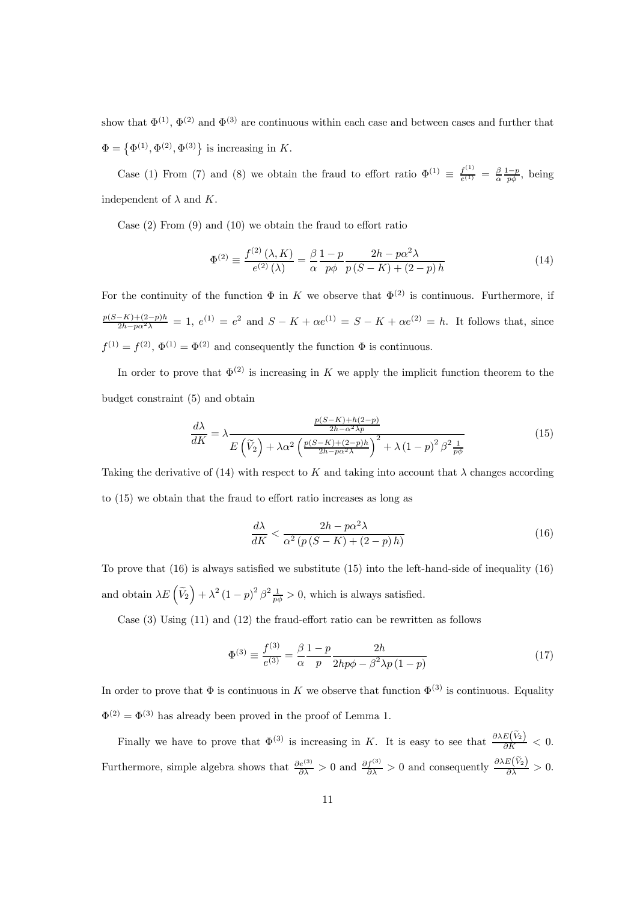show that $\Phi^{(1)}$, $\Phi^{(2)}$ and $\Phi^{(3)}$ are continuous within each case and between cases and further that $\Phi = \left\{\Phi^{(1)}, \Phi^{(2)}, \Phi^{(3)}\right\}$ is increasing in $K$.

Case (1) From (7) and (8) we obtain the fraud to effort ratio $\Phi^{(1)} \equiv \frac{f^{(1)}}{e^{(1)}} = \frac{\beta}{\alpha}\frac{1-p}{p\phi}$, being independent of $\lambda$ and $K$.

Case (2) From (9) and (10) we obtain the fraud to effort ratio

$$\Phi^{(2)} \equiv \frac{f^{(2)}(\lambda, K)}{e^{(2)}(\lambda)} = \frac{\beta}{\alpha}\frac{1-p}{p\phi}\frac{2h - p\alpha^2\lambda}{p(S-K) + (2-p)h} \tag{14}$$

For the continuity of the function $\Phi$ in $K$ we observe that $\Phi^{(2)}$ is continuous. Furthermore, if $\frac{p(S-K)+(2-p)h}{2h-p\alpha^2\lambda} = 1$, $e^{(1)} = e^2$ and $S - K + \alpha e^{(1)} = S - K + \alpha e^{(2)} = h$. It follows that, since $f^{(1)} = f^{(2)}$, $\Phi^{(1)} = \Phi^{(2)}$ and consequently the function $\Phi$ is continuous.

In order to prove that $\Phi^{(2)}$ is increasing in $K$ we apply the implicit function theorem to the budget constraint (5) and obtain

$$\frac{d\lambda}{dK} = \lambda \frac{\frac{p(S-K)+h(2-p)}{2h-\alpha^2\lambda p}}{E\left(\widetilde{V}_2\right) + \lambda\alpha^2\left(\frac{p(S-K)+(2-p)h}{2h-p\alpha^2\lambda}\right)^2 + \lambda(1-p)^2\beta^2\frac{1}{p\phi}} \tag{15}$$

Taking the derivative of (14) with respect to $K$ and taking into account that $\lambda$ changes according to (15) we obtain that the fraud to effort ratio increases as long as

$$\frac{d\lambda}{dK} < \frac{2h - p\alpha^2\lambda}{\alpha^2(p(S-K) + (2-p)h)} \tag{16}$$

To prove that (16) is always satisfied we substitute (15) into the left-hand-side of inequality (16) and obtain $\lambda E\left(\widetilde{V}_2\right) + \lambda^2(1-p)^2\beta^2\frac{1}{p\phi} > 0$, which is always satisfied.

Case (3) Using (11) and (12) the fraud-effort ratio can be rewritten as follows

$$\Phi^{(3)} \equiv \frac{f^{(3)}}{e^{(3)}} = \frac{\beta}{\alpha}\frac{1-p}{p}\frac{2h}{2hp\phi - \beta^2\lambda p(1-p)} \tag{17}$$

In order to prove that $\Phi$ is continuous in $K$ we observe that function $\Phi^{(3)}$ is continuous. Equality $\Phi^{(2)} = \Phi^{(3)}$ has already been proved in the proof of Lemma 1.

Finally we have to prove that $\Phi^{(3)}$ is increasing in $K$. It is easy to see that $\frac{\partial\lambda E\left(\widetilde{V}_2\right)}{\partial K} < 0$. Furthermore, simple algebra shows that $\frac{\partial e^{(3)}}{\partial\lambda} > 0$ and $\frac{\partial f^{(3)}}{\partial\lambda} > 0$ and consequently $\frac{\partial\lambda E\left(\widetilde{V}_2\right)}{\partial\lambda} > 0$.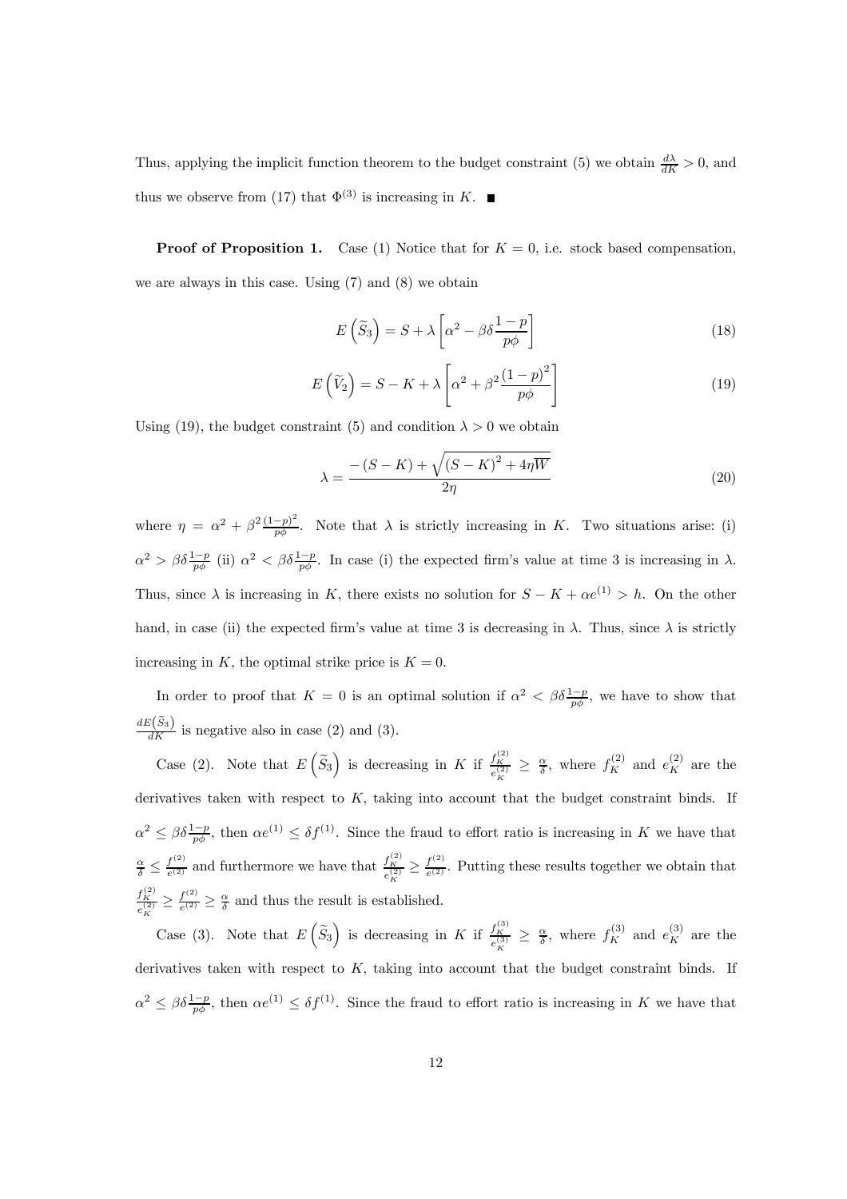Thus, applying the implicit function theorem to the budget constraint (5) we obtain $\frac{d\lambda}{dK} > 0$, and thus we observe from (17) that $\Phi^{(3)}$ is increasing in $K$. ■

**Proof of Proposition 1.** Case (1) Notice that for $K = 0$, i.e. stock based compensation, we are always in this case. Using (7) and (8) we obtain

$$E\left(\widetilde{S}_3\right) = S + \lambda\left[\alpha^2 - \beta\delta\frac{1-p}{p\phi}\right] \tag{18}$$

$$E\left(\widetilde{V}_2\right) = S - K + \lambda\left[\alpha^2 + \beta^2\frac{(1-p)^2}{p\phi}\right] \tag{19}$$

Using (19), the budget constraint (5) and condition $\lambda > 0$ we obtain

$$\lambda = \frac{-(S-K) + \sqrt{(S-K)^2 + 4\eta\overline{W}}}{2\eta} \tag{20}$$

where $\eta = \alpha^2 + \beta^2\frac{(1-p)^2}{p\phi}$. Note that $\lambda$ is strictly increasing in $K$. Two situations arise: (i) $\alpha^2 > \beta\delta\frac{1-p}{p\phi}$ (ii) $\alpha^2 < \beta\delta\frac{1-p}{p\phi}$. In case (i) the expected firm's value at time 3 is increasing in $\lambda$. Thus, since $\lambda$ is increasing in $K$, there exists no solution for $S - K + \alpha e^{(1)} > h$. On the other hand, in case (ii) the expected firm's value at time 3 is decreasing in $\lambda$. Thus, since $\lambda$ is strictly increasing in $K$, the optimal strike price is $K = 0$.

In order to proof that $K = 0$ is an optimal solution if $\alpha^2 < \beta\delta\frac{1-p}{p\phi}$, we have to show that $\frac{dE\left(\widetilde{S}_3\right)}{dK}$ is negative also in case (2) and (3).

Case (2). Note that $E\left(\widetilde{S}_3\right)$ is decreasing in $K$ if $\frac{f_K^{(2)}}{e_K^{(2)}} \geq \frac{\alpha}{\delta}$, where $f_K^{(2)}$ and $e_K^{(2)}$ are the derivatives taken with respect to $K$, taking into account that the budget constraint binds. If $\alpha^2 \leq \beta\delta\frac{1-p}{p\phi}$, then $\alpha e^{(1)} \leq \delta f^{(1)}$. Since the fraud to effort ratio is increasing in $K$ we have that $\frac{\alpha}{\delta} \leq \frac{f^{(2)}}{e^{(2)}}$ and furthermore we have that $\frac{f_K^{(2)}}{e_K^{(2)}} \geq \frac{f^{(2)}}{e^{(2)}}$. Putting these results together we obtain that $\frac{f_K^{(2)}}{e_K^{(2)}} \geq \frac{f^{(2)}}{e^{(2)}} \geq \frac{\alpha}{\delta}$ and thus the result is established.

Case (3). Note that $E\left(\widetilde{S}_3\right)$ is decreasing in $K$ if $\frac{f_K^{(3)}}{e_K^{(3)}} \geq \frac{\alpha}{\delta}$, where $f_K^{(3)}$ and $e_K^{(3)}$ are the derivatives taken with respect to $K$, taking into account that the budget constraint binds. If $\alpha^2 \leq \beta\delta\frac{1-p}{p\phi}$, then $\alpha e^{(1)} \leq \delta f^{(1)}$. Since the fraud to effort ratio is increasing in $K$ we have that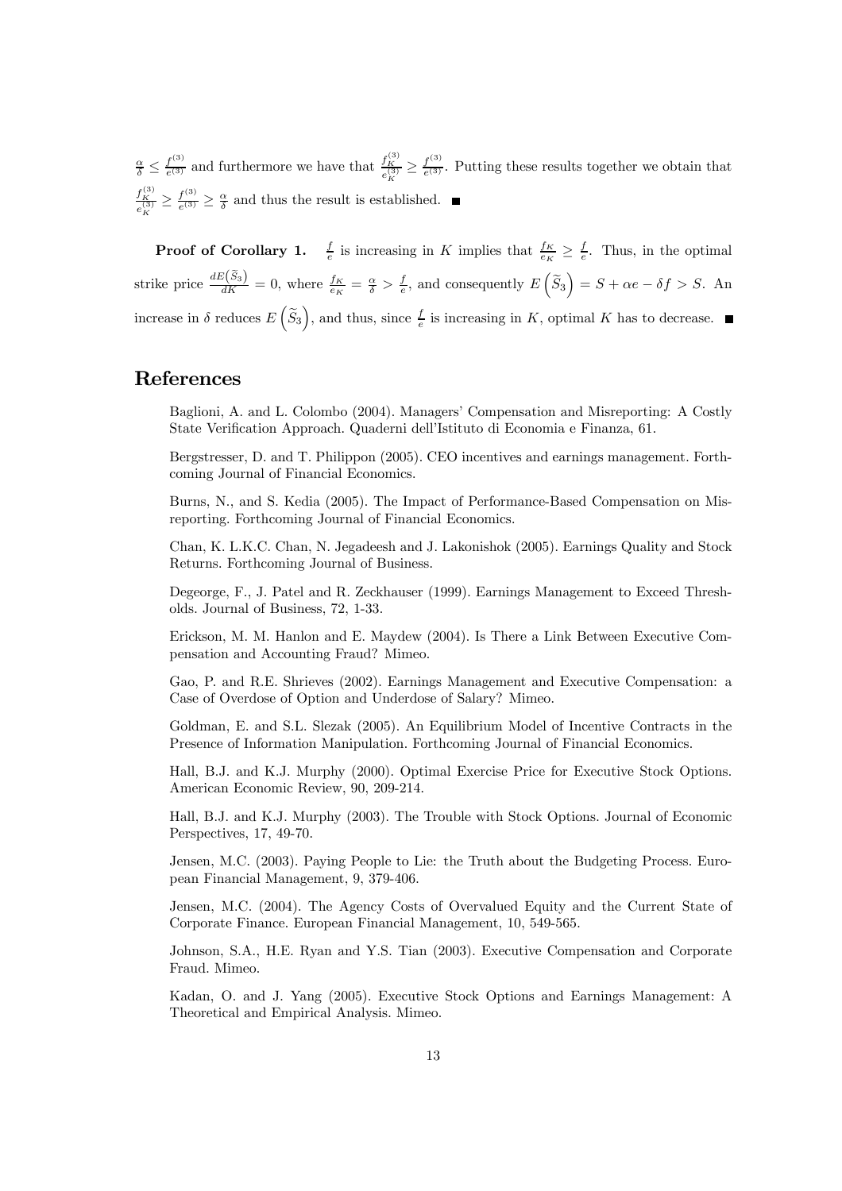$\frac{\alpha}{\delta} \leq \frac{f^{(3)}}{e^{(3)}}$ and furthermore we have that $\frac{f_K^{(3)}}{e_K^{(3)}} \geq \frac{f^{(3)}}{e^{(3)}}$. Putting these results together we obtain that $\frac{f_K^{(3)}}{e_K^{(3)}} \geq \frac{f^{(3)}}{e^{(3)}} \geq \frac{\alpha}{\delta}$ and thus the result is established. ■

**Proof of Corollary 1.** $\frac{f}{e}$ is increasing in $K$ implies that $\frac{f_K}{e_K} \geq \frac{f}{e}$. Thus, in the optimal strike price $\frac{dE(\widetilde{S}_3)}{dK} = 0$, where $\frac{f_K}{e_K} = \frac{\alpha}{\delta} > \frac{f}{e}$, and consequently $E\left(\widetilde{S}_3\right) = S + \alpha e - \delta f > S$. An increase in $\delta$ reduces $E\left(\widetilde{S}_3\right)$, and thus, since $\frac{f}{e}$ is increasing in $K$, optimal $K$ has to decrease. ■

# References

Baglioni, A. and L. Colombo (2004). Managers' Compensation and Misreporting: A Costly State Verification Approach. Quaderni dell'Istituto di Economia e Finanza, 61.

Bergstresser, D. and T. Philippon (2005). CEO incentives and earnings management. Forthcoming Journal of Financial Economics.

Burns, N., and S. Kedia (2005). The Impact of Performance-Based Compensation on Misreporting. Forthcoming Journal of Financial Economics.

Chan, K. L.K.C. Chan, N. Jegadeesh and J. Lakonishok (2005). Earnings Quality and Stock Returns. Forthcoming Journal of Business.

Degeorge, F., J. Patel and R. Zeckhauser (1999). Earnings Management to Exceed Thresholds. Journal of Business, 72, 1-33.

Erickson, M. M. Hanlon and E. Maydew (2004). Is There a Link Between Executive Compensation and Accounting Fraud? Mimeo.

Gao, P. and R.E. Shrieves (2002). Earnings Management and Executive Compensation: a Case of Overdose of Option and Underdose of Salary? Mimeo.

Goldman, E. and S.L. Slezak (2005). An Equilibrium Model of Incentive Contracts in the Presence of Information Manipulation. Forthcoming Journal of Financial Economics.

Hall, B.J. and K.J. Murphy (2000). Optimal Exercise Price for Executive Stock Options. American Economic Review, 90, 209-214.

Hall, B.J. and K.J. Murphy (2003). The Trouble with Stock Options. Journal of Economic Perspectives, 17, 49-70.

Jensen, M.C. (2003). Paying People to Lie: the Truth about the Budgeting Process. European Financial Management, 9, 379-406.

Jensen, M.C. (2004). The Agency Costs of Overvalued Equity and the Current State of Corporate Finance. European Financial Management, 10, 549-565.

Johnson, S.A., H.E. Ryan and Y.S. Tian (2003). Executive Compensation and Corporate Fraud. Mimeo.

Kadan, O. and J. Yang (2005). Executive Stock Options and Earnings Management: A Theoretical and Empirical Analysis. Mimeo.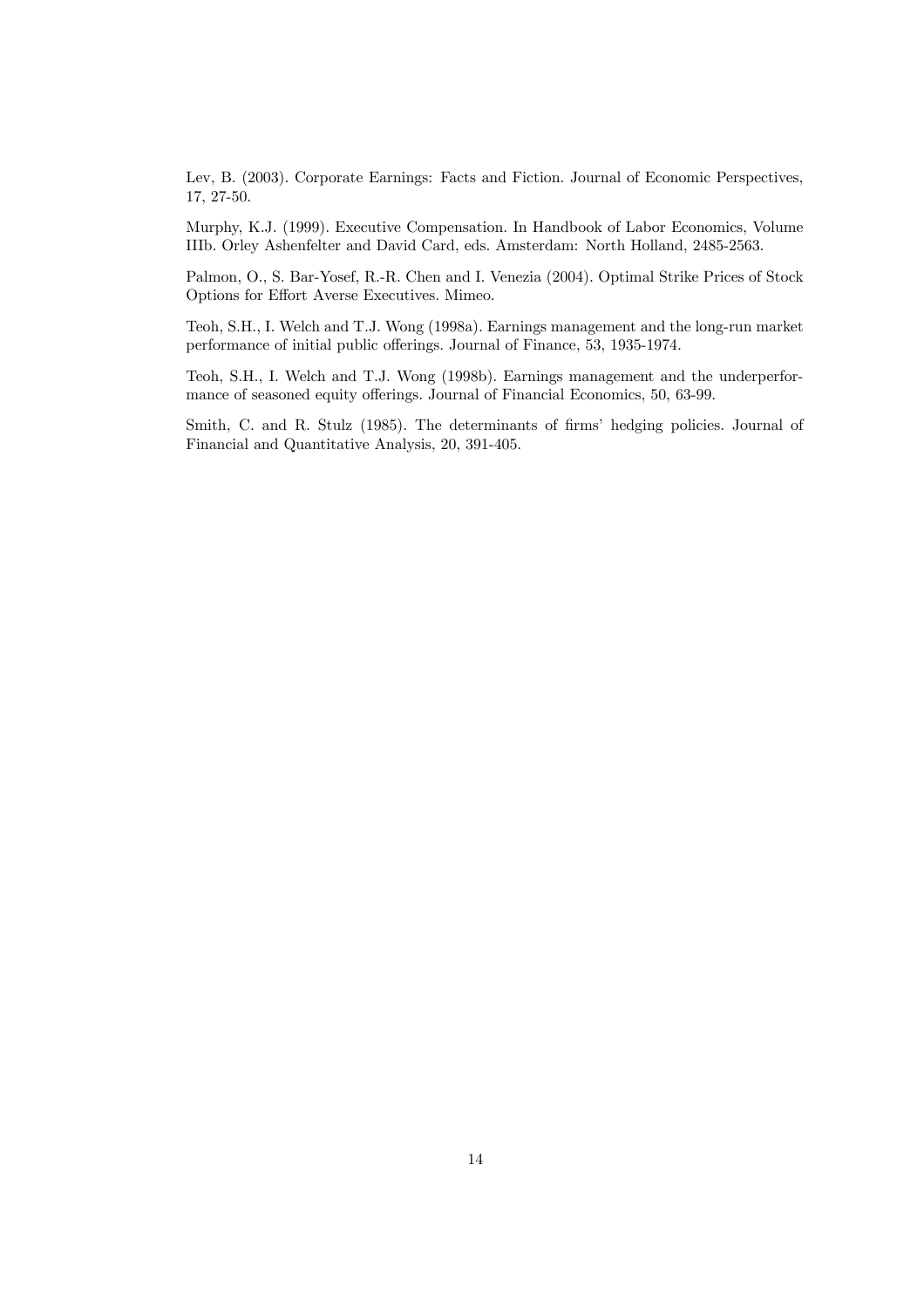Lev, B. (2003). Corporate Earnings: Facts and Fiction. Journal of Economic Perspectives, 17, 27-50.

Murphy, K.J. (1999). Executive Compensation. In Handbook of Labor Economics, Volume IIIb. Orley Ashenfelter and David Card, eds. Amsterdam: North Holland, 2485-2563.

Palmon, O., S. Bar-Yosef, R.-R. Chen and I. Venezia (2004). Optimal Strike Prices of Stock Options for Effort Averse Executives. Mimeo.

Teoh, S.H., I. Welch and T.J. Wong (1998a). Earnings management and the long-run market performance of initial public offerings. Journal of Finance, 53, 1935-1974.

Teoh, S.H., I. Welch and T.J. Wong (1998b). Earnings management and the underperformance of seasoned equity offerings. Journal of Financial Economics, 50, 63-99.

Smith, C. and R. Stulz (1985). The determinants of firms' hedging policies. Journal of Financial and Quantitative Analysis, 20, 391-405.